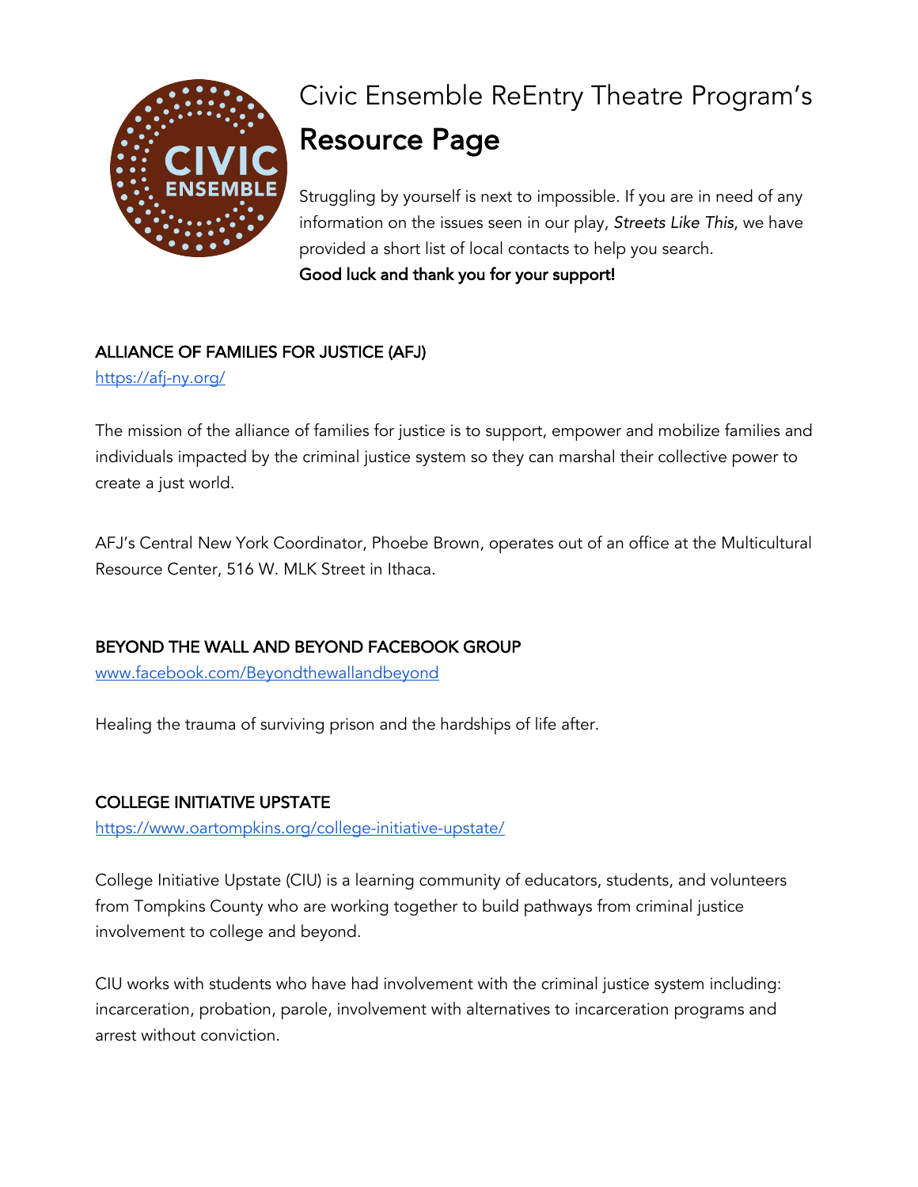# Civic Ensemble ReEntry Theatre Program's

# Resource Page

Struggling by yourself is next to impossible. If you are in need of any information on the issues seen in our play, *Streets Like This*, we have provided a short list of local contacts to help you search.
**Good luck and thank you for your support!**

## ALLIANCE OF FAMILIES FOR JUSTICE (AFJ)

https://afj-ny.org/

The mission of the alliance of families for justice is to support, empower and mobilize families and individuals impacted by the criminal justice system so they can marshal their collective power to create a just world.

AFJ's Central New York Coordinator, Phoebe Brown, operates out of an office at the Multicultural Resource Center, 516 W. MLK Street in Ithaca.

## BEYOND THE WALL AND BEYOND FACEBOOK GROUP

www.facebook.com/Beyondthewallandbeyond

Healing the trauma of surviving prison and the hardships of life after.

## COLLEGE INITIATIVE UPSTATE

https://www.oartompkins.org/college-initiative-upstate/

College Initiative Upstate (CIU) is a learning community of educators, students, and volunteers from Tompkins County who are working together to build pathways from criminal justice involvement to college and beyond.

CIU works with students who have had involvement with the criminal justice system including: incarceration, probation, parole, involvement with alternatives to incarceration programs and arrest without conviction.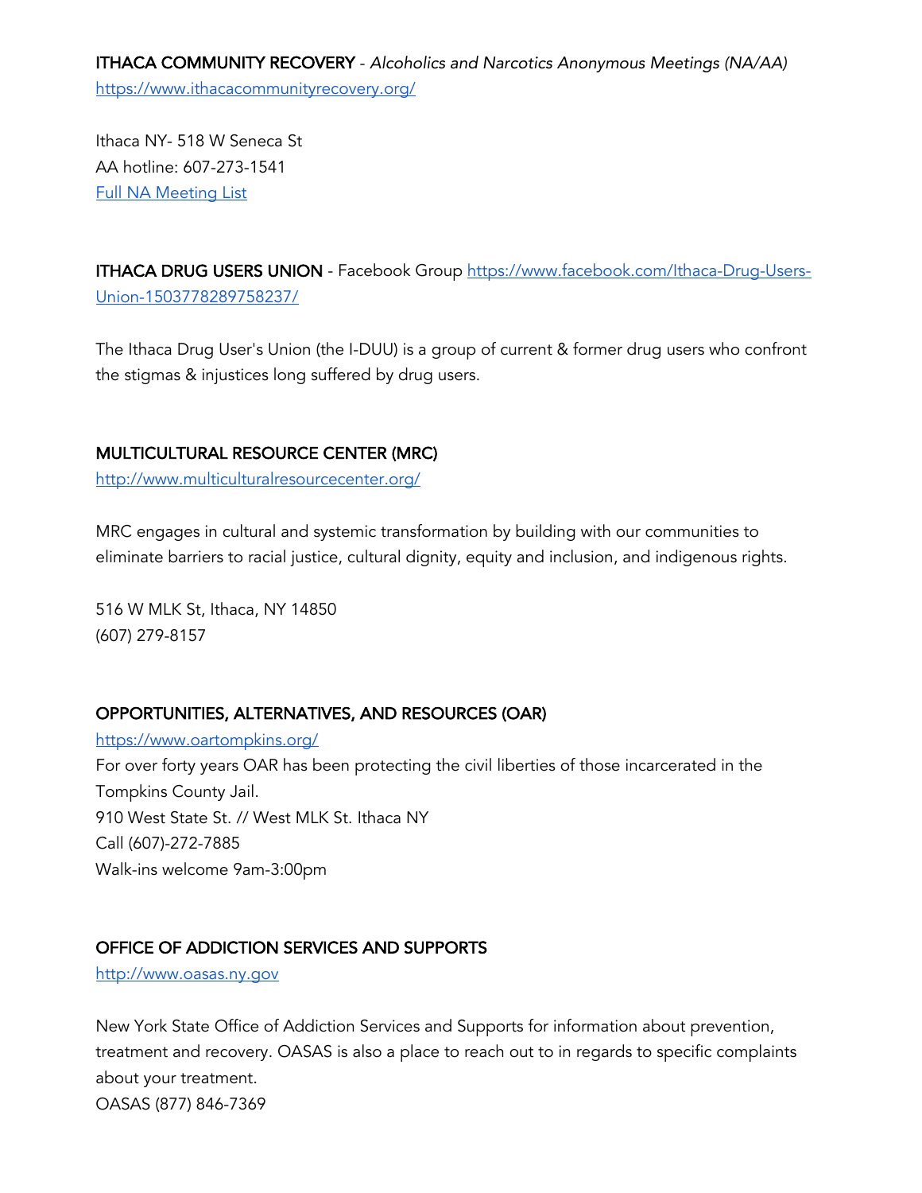**ITHACA COMMUNITY RECOVERY** - *Alcoholics and Narcotics Anonymous Meetings (NA/AA)*
[https://www.ithacacommunityrecovery.org/](https://www.ithacacommunityrecovery.org/)

Ithaca NY- 518 W Seneca St
AA hotline: 607-273-1541
[Full NA Meeting List]()

**ITHACA DRUG USERS UNION** - Facebook Group [https://www.facebook.com/Ithaca-Drug-Users-Union-1503778289758237/](https://www.facebook.com/Ithaca-Drug-Users-Union-1503778289758237/)

The Ithaca Drug User's Union (the I-DUU) is a group of current & former drug users who confront the stigmas & injustices long suffered by drug users.

**MULTICULTURAL RESOURCE CENTER (MRC)**
[http://www.multiculturalresourcecenter.org/](http://www.multiculturalresourcecenter.org/)

MRC engages in cultural and systemic transformation by building with our communities to eliminate barriers to racial justice, cultural dignity, equity and inclusion, and indigenous rights.

516 W MLK St, Ithaca, NY 14850
(607) 279-8157

**OPPORTUNITIES, ALTERNATIVES, AND RESOURCES (OAR)**
[https://www.oartompkins.org/](https://www.oartompkins.org/)
For over forty years OAR has been protecting the civil liberties of those incarcerated in the Tompkins County Jail.
910 West State St. // West MLK St. Ithaca NY
Call (607)-272-7885
Walk-ins welcome 9am-3:00pm

**OFFICE OF ADDICTION SERVICES AND SUPPORTS**
[http://www.oasas.ny.gov](http://www.oasas.ny.gov)

New York State Office of Addiction Services and Supports for information about prevention, treatment and recovery. OASAS is also a place to reach out to in regards to specific complaints about your treatment.
OASAS (877) 846-7369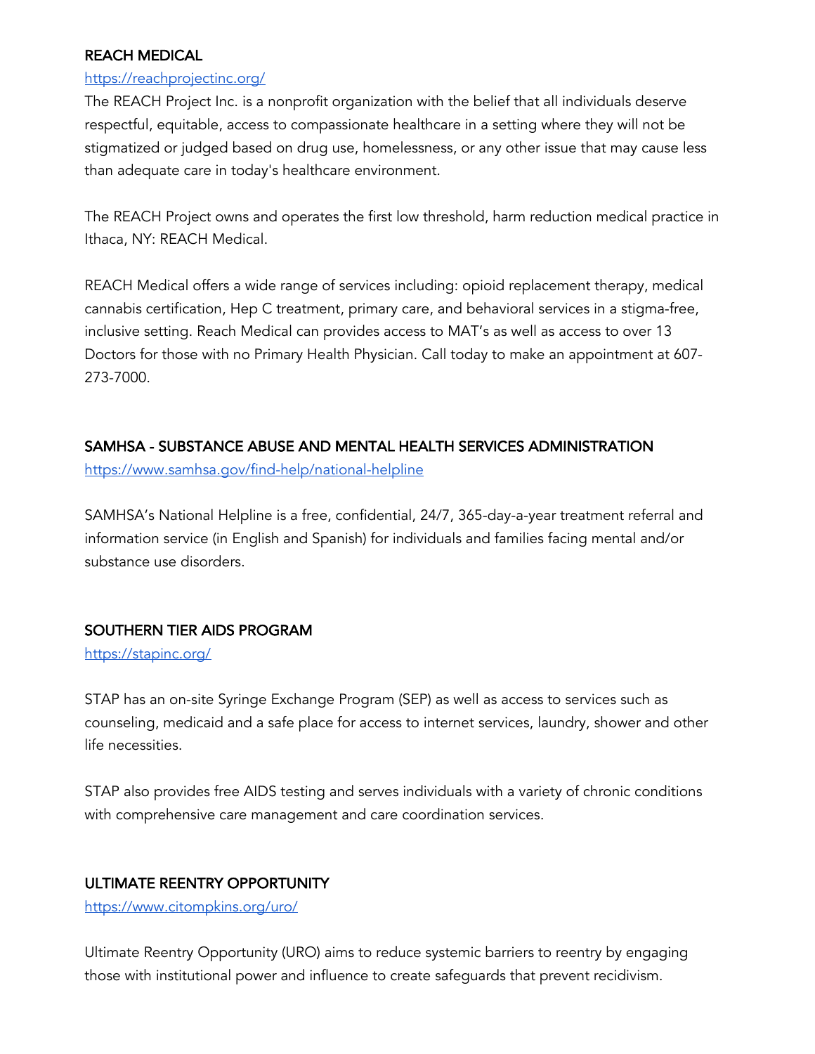### REACH MEDICAL

https://reachprojectinc.org/

The REACH Project Inc. is a nonprofit organization with the belief that all individuals deserve respectful, equitable, access to compassionate healthcare in a setting where they will not be stigmatized or judged based on drug use, homelessness, or any other issue that may cause less than adequate care in today's healthcare environment.

The REACH Project owns and operates the first low threshold, harm reduction medical practice in Ithaca, NY: REACH Medical.

REACH Medical offers a wide range of services including: opioid replacement therapy, medical cannabis certification, Hep C treatment, primary care, and behavioral services in a stigma-free, inclusive setting. Reach Medical can provides access to MAT's as well as access to over 13 Doctors for those with no Primary Health Physician. Call today to make an appointment at 607-273-7000.

### SAMHSA - SUBSTANCE ABUSE AND MENTAL HEALTH SERVICES ADMINISTRATION

https://www.samhsa.gov/find-help/national-helpline

SAMHSA's National Helpline is a free, confidential, 24/7, 365-day-a-year treatment referral and information service (in English and Spanish) for individuals and families facing mental and/or substance use disorders.

### SOUTHERN TIER AIDS PROGRAM

https://stapinc.org/

STAP has an on-site Syringe Exchange Program (SEP) as well as access to services such as counseling, medicaid and a safe place for access to internet services, laundry, shower and other life necessities.

STAP also provides free AIDS testing and serves individuals with a variety of chronic conditions with comprehensive care management and care coordination services.

### ULTIMATE REENTRY OPPORTUNITY

https://www.citompkins.org/uro/

Ultimate Reentry Opportunity (URO) aims to reduce systemic barriers to reentry by engaging those with institutional power and influence to create safeguards that prevent recidivism.